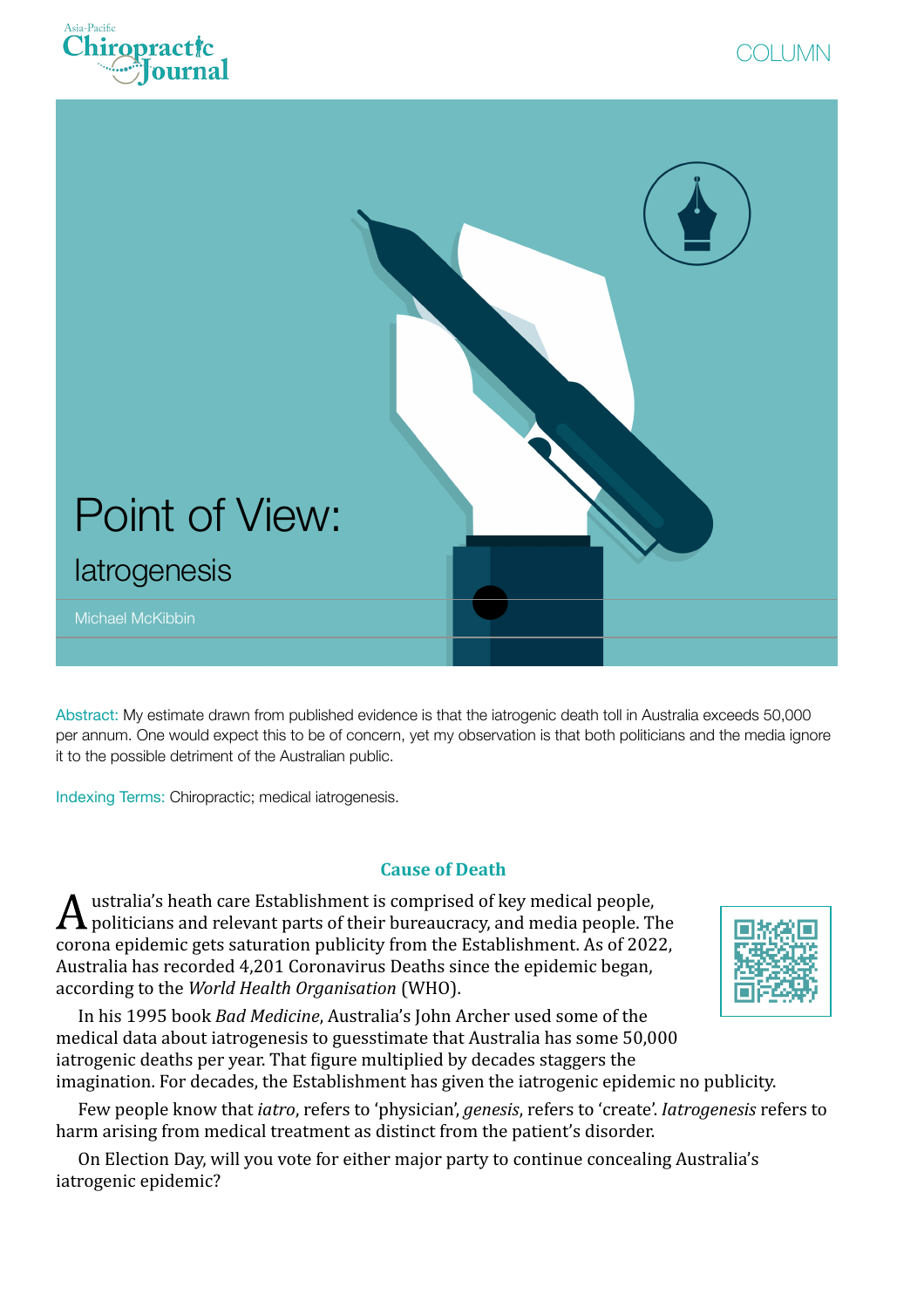COLUMN

# Point of View:

## Iatrogenesis

Michael McKibbin

Abstract: My estimate drawn from published evidence is that the iatrogenic death toll in Australia exceeds 50,000 per annum. One would expect this to be of concern, yet my observation is that both politicians and the media ignore it to the possible detriment of the Australian public.

Indexing Terms: Chiropractic; medical iatrogenesis.

### Cause of Death

Australia's heath care Establishment is comprised of key medical people, politicians and relevant parts of their bureaucracy, and media people. The corona epidemic gets saturation publicity from the Establishment. As of 2022, Australia has recorded 4,201 Coronavirus Deaths since the epidemic began, according to the *World Health Organisation* (WHO).

In his 1995 book *Bad Medicine*, Australia's John Archer used some of the medical data about iatrogenesis to guesstimate that Australia has some 50,000 iatrogenic deaths per year. That figure multiplied by decades staggers the imagination. For decades, the Establishment has given the iatrogenic epidemic no publicity.

Few people know that *iatro*, refers to 'physician', *genesis*, refers to 'create'. *Iatrogenesis* refers to harm arising from medical treatment as distinct from the patient's disorder.

On Election Day, will you vote for either major party to continue concealing Australia's iatrogenic epidemic?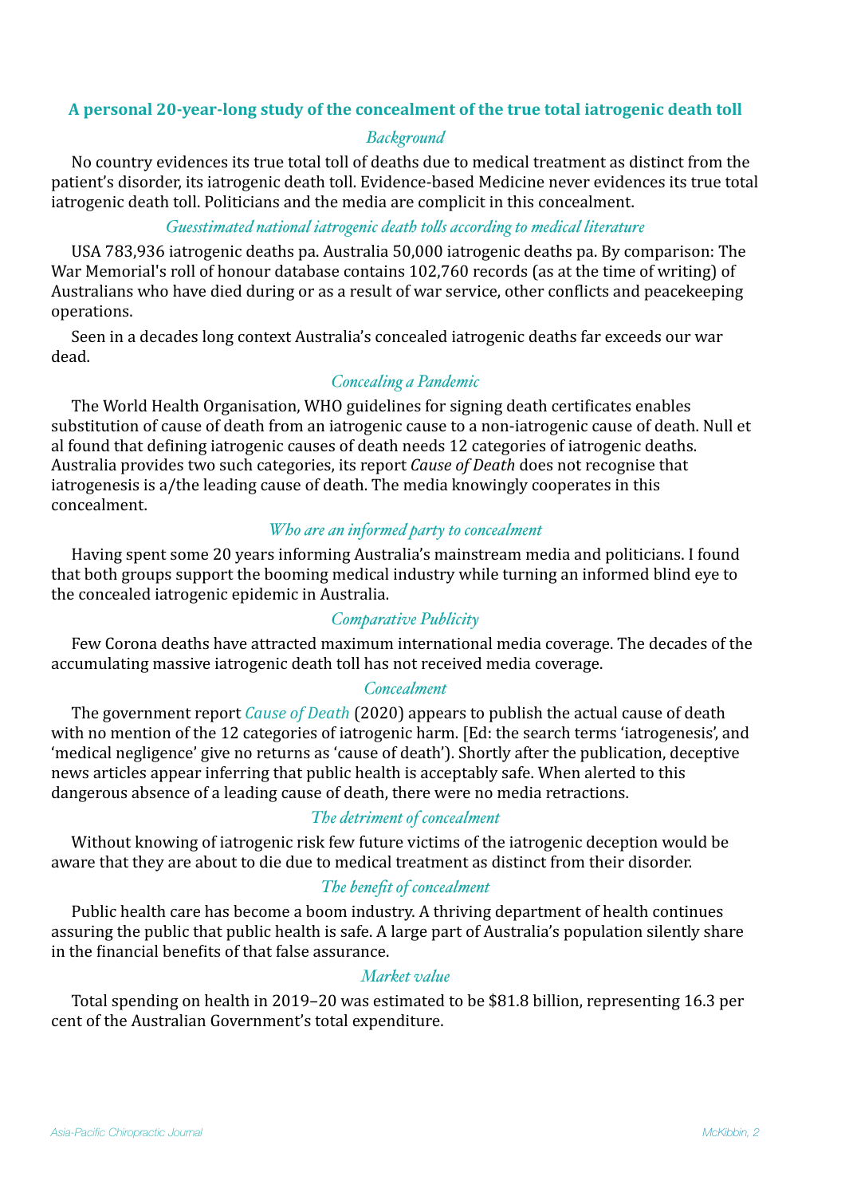## A personal 20-year-long study of the concealment of the true total iatrogenic death toll

### *Background*

No country evidences its true total toll of deaths due to medical treatment as distinct from the patient's disorder, its iatrogenic death toll. Evidence-based Medicine never evidences its true total iatrogenic death toll. Politicians and the media are complicit in this concealment.

### *Guesstimated national iatrogenic death tolls according to medical literature*

USA 783,936 iatrogenic deaths pa. Australia 50,000 iatrogenic deaths pa. By comparison: The War Memorial's roll of honour database contains 102,760 records (as at the time of writing) of Australians who have died during or as a result of war service, other conflicts and peacekeeping operations.

Seen in a decades long context Australia's concealed iatrogenic deaths far exceeds our war dead.

### *Concealing a Pandemic*

The World Health Organisation, WHO guidelines for signing death certificates enables substitution of cause of death from an iatrogenic cause to a non-iatrogenic cause of death. Null et al found that defining iatrogenic causes of death needs 12 categories of iatrogenic deaths. Australia provides two such categories, its report *Cause of Death* does not recognise that iatrogenesis is a/the leading cause of death. The media knowingly cooperates in this concealment.

### *Who are an informed party to concealment*

Having spent some 20 years informing Australia's mainstream media and politicians. I found that both groups support the booming medical industry while turning an informed blind eye to the concealed iatrogenic epidemic in Australia.

### *Comparative Publicity*

Few Corona deaths have attracted maximum international media coverage. The decades of the accumulating massive iatrogenic death toll has not received media coverage.

### *Concealment*

The government report *Cause of Death* (2020) appears to publish the actual cause of death with no mention of the 12 categories of iatrogenic harm. [Ed: the search terms 'iatrogenesis', and 'medical negligence' give no returns as 'cause of death'). Shortly after the publication, deceptive news articles appear inferring that public health is acceptably safe. When alerted to this dangerous absence of a leading cause of death, there were no media retractions.

### *The detriment of concealment*

Without knowing of iatrogenic risk few future victims of the iatrogenic deception would be aware that they are about to die due to medical treatment as distinct from their disorder.

### *The benefit of concealment*

Public health care has become a boom industry. A thriving department of health continues assuring the public that public health is safe. A large part of Australia's population silently share in the financial benefits of that false assurance.

### *Market value*

Total spending on health in 2019–20 was estimated to be $81.8 billion, representing 16.3 per cent of the Australian Government's total expenditure.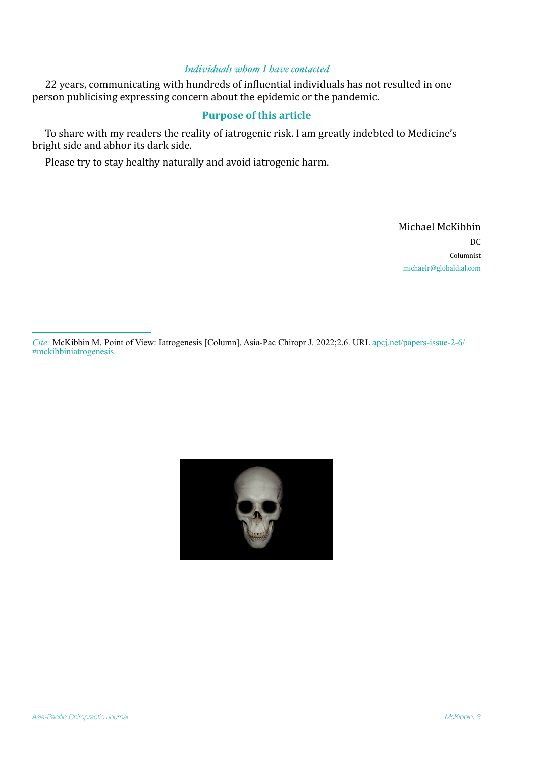### *Individuals whom I have contacted*

22 years, communicating with hundreds of influential individuals has not resulted in one person publicising expressing concern about the epidemic or the pandemic.

## Purpose of this article

To share with my readers the reality of iatrogenic risk. I am greatly indebted to Medicine's bright side and abhor its dark side.

Please try to stay healthy naturally and avoid iatrogenic harm.

Michael McKibbin
DC
Columnist
michaelr@globaldial.com

---

*Cite:* McKibbin M. Point of View: Iatrogenesis [Column]. Asia-Pac Chiropr J. 2022;2.6. URL apcj.net/papers-issue-2-6/#mckibbiniatrogenesis